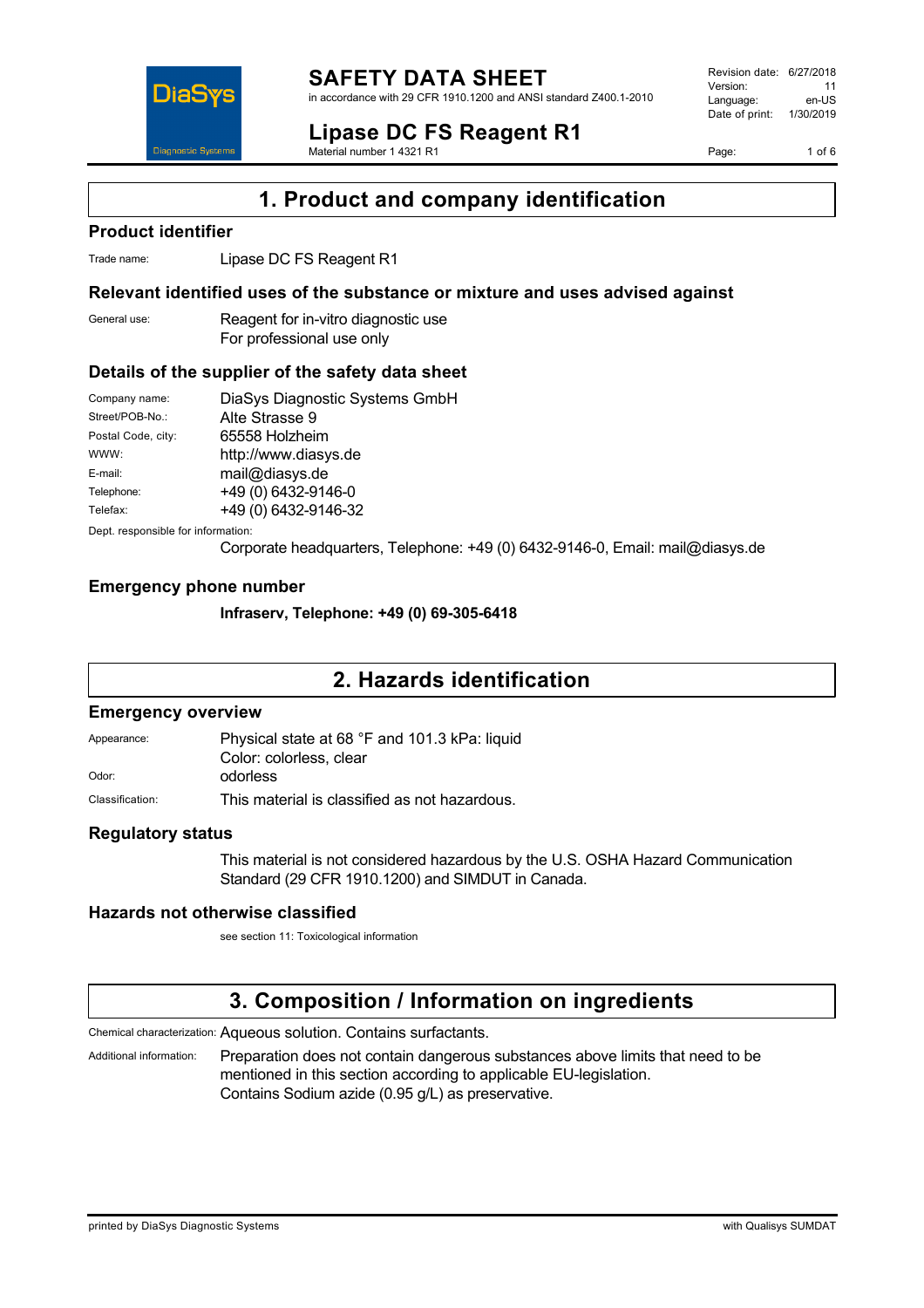# SAFETY DATA SHEET

in accordance with 29 CFR 1910.1200 and ANSI standard Z400.1-2010

Revision date: 6/27/2018
Version: 11
Language: en-US
Date of print: 1/30/2019

## Lipase DC FS Reagent R1

Material number 1 4321 R1

## 1. Product and company identification

### Product identifier

Trade name: Lipase DC FS Reagent R1

### Relevant identified uses of the substance or mixture and uses advised against

General use: Reagent for in-vitro diagnostic use
For professional use only

### Details of the supplier of the safety data sheet

| | |
|---|---|
| Company name: | DiaSys Diagnostic Systems GmbH |
| Street/POB-No.: | Alte Strasse 9 |
| Postal Code, city: | 65558 Holzheim |
| WWW: | http://www.diasys.de |
| E-mail: | mail@diasys.de |
| Telephone: | +49 (0) 6432-9146-0 |
| Telefax: | +49 (0) 6432-9146-32 |

Dept. responsible for information:
Corporate headquarters, Telephone: +49 (0) 6432-9146-0, Email: mail@diasys.de

### Emergency phone number

**Infraserv, Telephone: +49 (0) 69-305-6418**

## 2. Hazards identification

### Emergency overview

Appearance: Physical state at 68 °F and 101.3 kPa: liquid
Color: colorless, clear

Odor: odorless

Classification: This material is classified as not hazardous.

### Regulatory status

This material is not considered hazardous by the U.S. OSHA Hazard Communication Standard (29 CFR 1910.1200) and SIMDUT in Canada.

### Hazards not otherwise classified

see section 11: Toxicological information

## 3. Composition / Information on ingredients

Chemical characterization: Aqueous solution. Contains surfactants.

Additional information: Preparation does not contain dangerous substances above limits that need to be mentioned in this section according to applicable EU-legislation.
Contains Sodium azide (0.95 g/L) as preservative.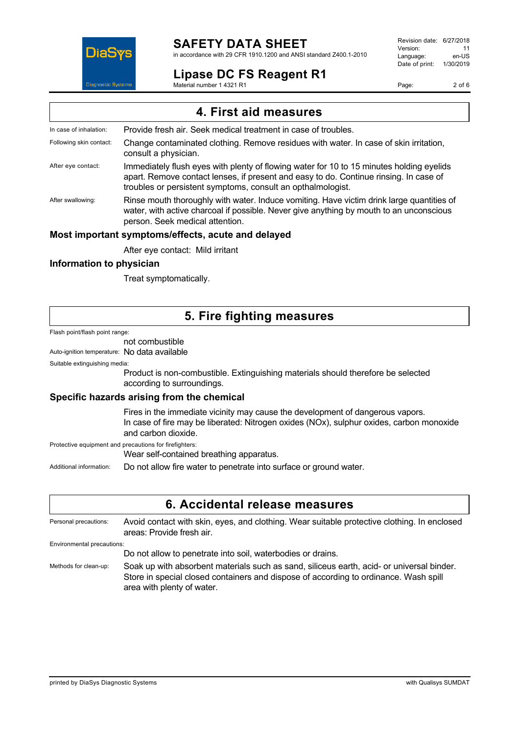## 4. First aid measures

In case of inhalation: Provide fresh air. Seek medical treatment in case of troubles.

Following skin contact: Change contaminated clothing. Remove residues with water. In case of skin irritation, consult a physician.

After eye contact: Immediately flush eyes with plenty of flowing water for 10 to 15 minutes holding eyelids apart. Remove contact lenses, if present and easy to do. Continue rinsing. In case of troubles or persistent symptoms, consult an opthalmologist.

After swallowing: Rinse mouth thoroughly with water. Induce vomiting. Have victim drink large quantities of water, with active charcoal if possible. Never give anything by mouth to an unconscious person. Seek medical attention.

### Most important symptoms/effects, acute and delayed

After eye contact: Mild irritant

### Information to physician

Treat symptomatically.

## 5. Fire fighting measures

Flash point/flash point range:

not combustible

Auto-ignition temperature: No data available

Suitable extinguishing media:

Product is non-combustible. Extinguishing materials should therefore be selected according to surroundings.

### Specific hazards arising from the chemical

Fires in the immediate vicinity may cause the development of dangerous vapors.
In case of fire may be liberated: Nitrogen oxides (NOx), sulphur oxides, carbon monoxide and carbon dioxide.

Protective equipment and precautions for firefighters:

Wear self-contained breathing apparatus.

Additional information: Do not allow fire water to penetrate into surface or ground water.

## 6. Accidental release measures

Personal precautions: Avoid contact with skin, eyes, and clothing. Wear suitable protective clothing. In enclosed areas: Provide fresh air.

Environmental precautions:

Do not allow to penetrate into soil, waterbodies or drains.

Methods for clean-up: Soak up with absorbent materials such as sand, siliceus earth, acid- or universal binder. Store in special closed containers and dispose of according to ordinance. Wash spill area with plenty of water.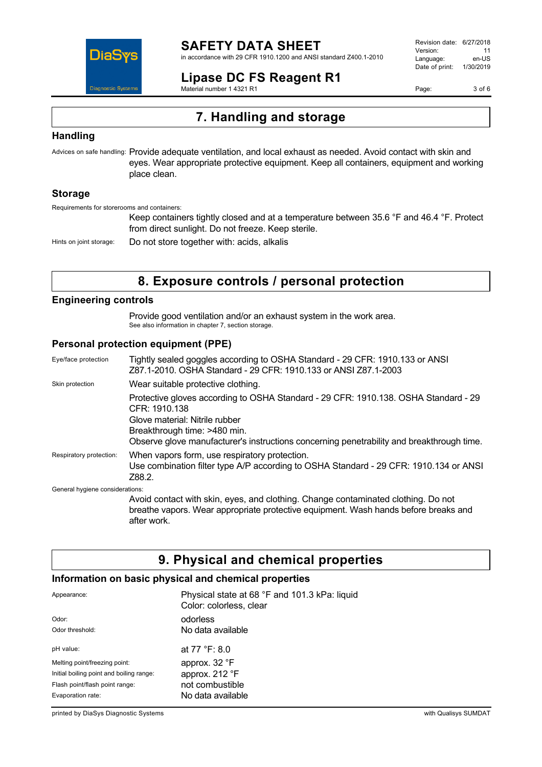# 7. Handling and storage

## Handling

Advices on safe handling: Provide adequate ventilation, and local exhaust as needed. Avoid contact with skin and eyes. Wear appropriate protective equipment. Keep all containers, equipment and working place clean.

## Storage

Requirements for storerooms and containers:

Keep containers tightly closed and at a temperature between 35.6 °F and 46.4 °F. Protect from direct sunlight. Do not freeze. Keep sterile.

Hints on joint storage: Do not store together with: acids, alkalis

# 8. Exposure controls / personal protection

## Engineering controls

Provide good ventilation and/or an exhaust system in the work area.
See also information in chapter 7, section storage.

## Personal protection equipment (PPE)

Eye/face protection: Tightly sealed goggles according to OSHA Standard - 29 CFR: 1910.133 or ANSI Z87.1-2010. OSHA Standard - 29 CFR: 1910.133 or ANSI Z87.1-2003

Skin protection: Wear suitable protective clothing.

Protective gloves according to OSHA Standard - 29 CFR: 1910.138. OSHA Standard - 29 CFR: 1910.138
Glove material: Nitrile rubber
Breakthrough time: >480 min.
Observe glove manufacturer's instructions concerning penetrability and breakthrough time.

Respiratory protection: When vapors form, use respiratory protection.
Use combination filter type A/P according to OSHA Standard - 29 CFR: 1910.134 or ANSI Z88.2.

General hygiene considerations:

Avoid contact with skin, eyes, and clothing. Change contaminated clothing. Do not breathe vapors. Wear appropriate protective equipment. Wash hands before breaks and after work.

# 9. Physical and chemical properties

## Information on basic physical and chemical properties

| | |
|---|---|
| Appearance: | Physical state at 68 °F and 101.3 kPa: liquid<br>Color: colorless, clear |
| Odor: | odorless |
| Odor threshold: | No data available |
| pH value: | at 77 °F: 8.0 |
| Melting point/freezing point: | approx. 32 °F |
| Initial boiling point and boiling range: | approx. 212 °F |
| Flash point/flash point range: | not combustible |
| Evaporation rate: | No data available |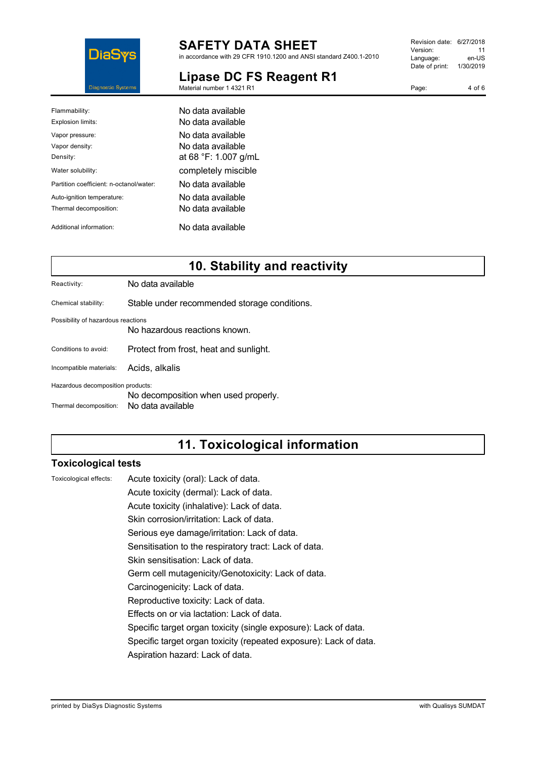| | |
|---|---|
| Flammability: | No data available |
| Explosion limits: | No data available |
| Vapor pressure: | No data available |
| Vapor density: | No data available |
| Density: | at 68 °F: 1.007 g/mL |
| Water solubility: | completely miscible |
| Partition coefficient: n-octanol/water: | No data available |
| Auto-ignition temperature: | No data available |
| Thermal decomposition: | No data available |
| Additional information: | No data available |

## 10. Stability and reactivity

| | |
|---|---|
| Reactivity: | No data available |
| Chemical stability: | Stable under recommended storage conditions. |
| Possibility of hazardous reactions | No hazardous reactions known. |
| Conditions to avoid: | Protect from frost, heat and sunlight. |
| Incompatible materials: | Acids, alkalis |
| Hazardous decomposition products: | No decomposition when used properly. |
| Thermal decomposition: | No data available |

## 11. Toxicological information

### Toxicological tests

Toxicological effects:

Acute toxicity (oral): Lack of data.
Acute toxicity (dermal): Lack of data.
Acute toxicity (inhalative): Lack of data.
Skin corrosion/irritation: Lack of data.
Serious eye damage/irritation: Lack of data.
Sensitisation to the respiratory tract: Lack of data.
Skin sensitisation: Lack of data.
Germ cell mutagenicity/Genotoxicity: Lack of data.
Carcinogenicity: Lack of data.
Reproductive toxicity: Lack of data.
Effects on or via lactation: Lack of data.
Specific target organ toxicity (single exposure): Lack of data.
Specific target organ toxicity (repeated exposure): Lack of data.
Aspiration hazard: Lack of data.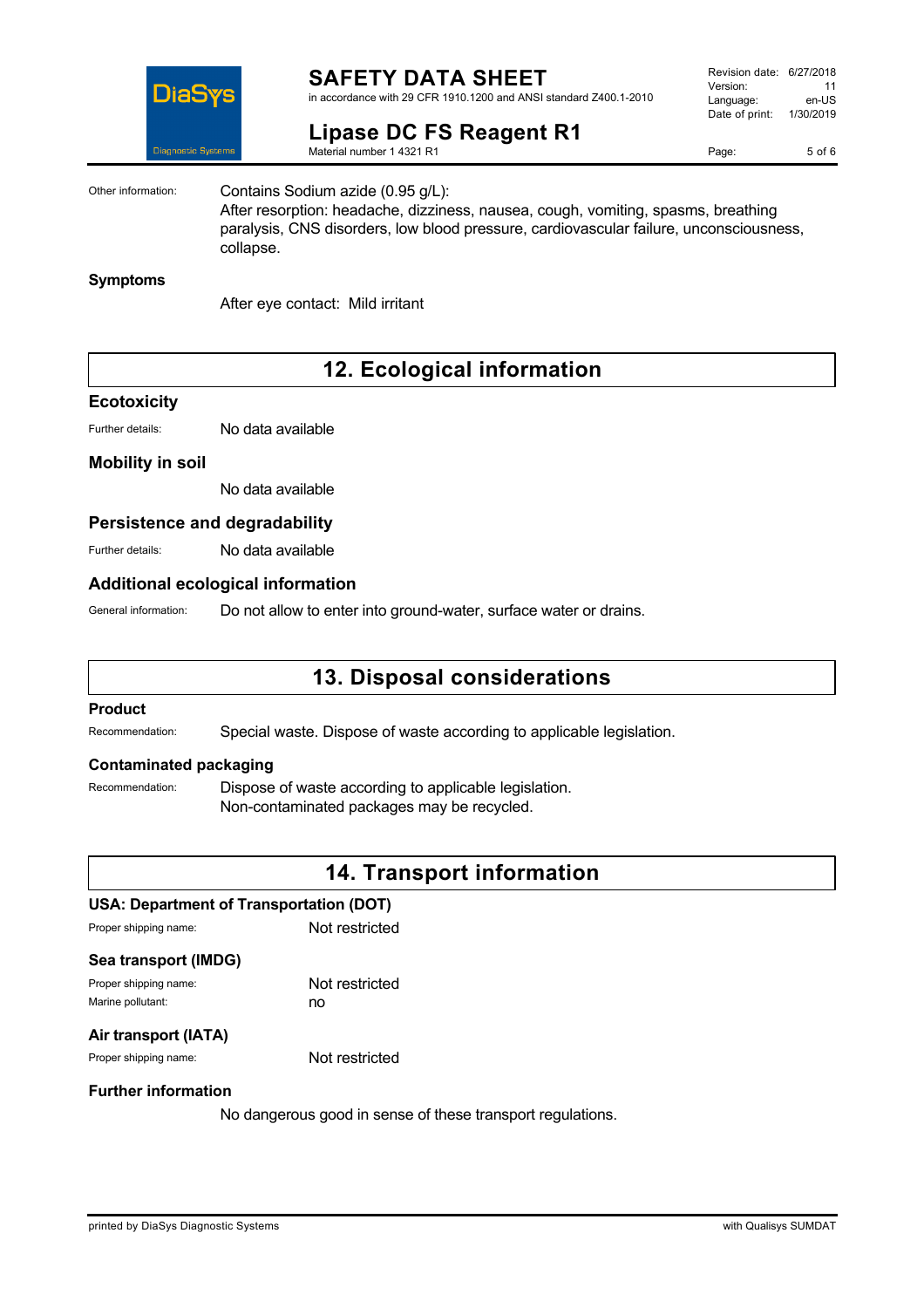Other information: Contains Sodium azide (0.95 g/L):
After resorption: headache, dizziness, nausea, cough, vomiting, spasms, breathing paralysis, CNS disorders, low blood pressure, cardiovascular failure, unconsciousness, collapse.

### Symptoms

After eye contact: Mild irritant

## 12. Ecological information

### Ecotoxicity

Further details: No data available

### Mobility in soil

No data available

### Persistence and degradability

Further details: No data available

### Additional ecological information

General information: Do not allow to enter into ground-water, surface water or drains.

## 13. Disposal considerations

### Product

Recommendation: Special waste. Dispose of waste according to applicable legislation.

### Contaminated packaging

Recommendation: Dispose of waste according to applicable legislation.
Non-contaminated packages may be recycled.

## 14. Transport information

### USA: Department of Transportation (DOT)

Proper shipping name: Not restricted

### Sea transport (IMDG)

Proper shipping name: Not restricted
Marine pollutant: no

### Air transport (IATA)

Proper shipping name: Not restricted

### Further information

No dangerous good in sense of these transport regulations.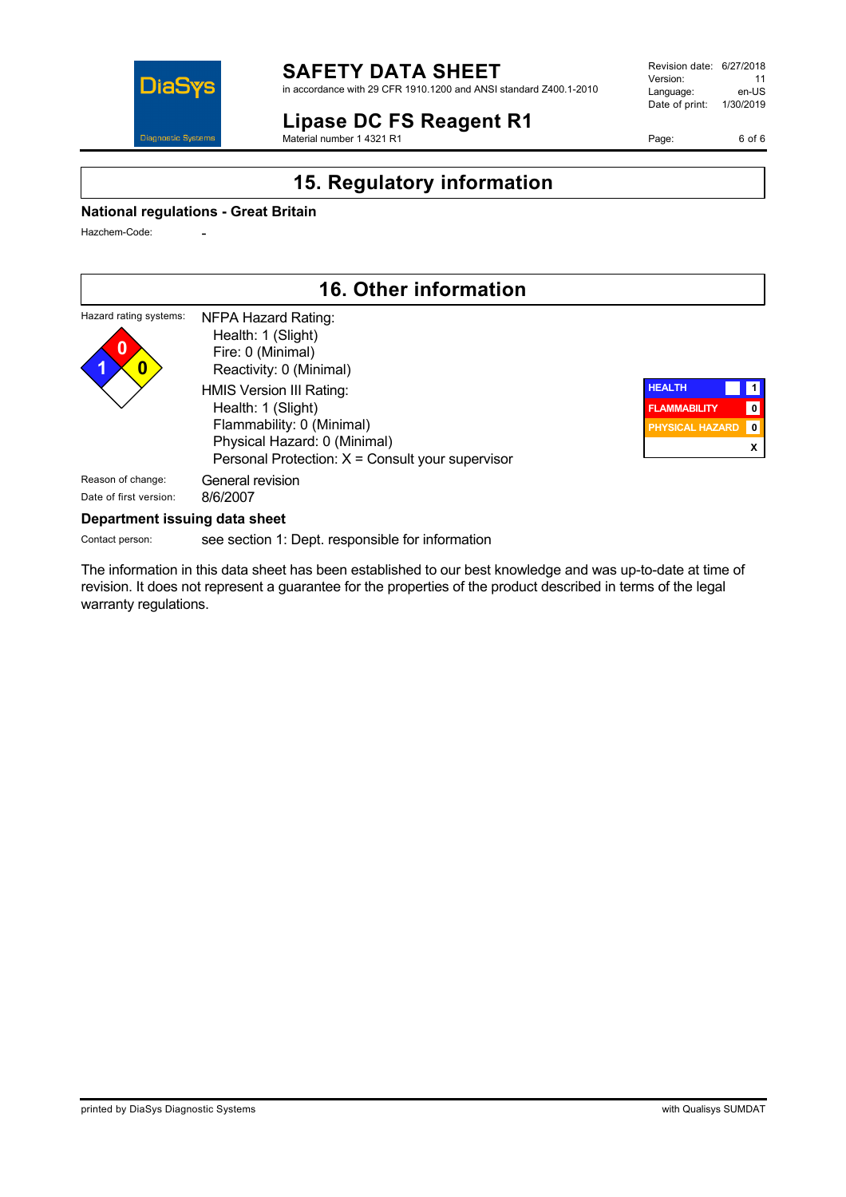# 15. Regulatory information

### National regulations - Great Britain

Hazchem-Code: -

# 16. Other information

Hazard rating systems:

NFPA Hazard Rating:
- Health: 1 (Slight)
- Fire: 0 (Minimal)
- Reactivity: 0 (Minimal)

HMIS Version III Rating:
- Health: 1 (Slight)
- Flammability: 0 (Minimal)
- Physical Hazard: 0 (Minimal)
- Personal Protection: X = Consult your supervisor

Reason of change: General revision

Date of first version: 8/6/2007

### Department issuing data sheet

Contact person: see section 1: Dept. responsible for information

The information in this data sheet has been established to our best knowledge and was up-to-date at time of revision. It does not represent a guarantee for the properties of the product described in terms of the legal warranty regulations.